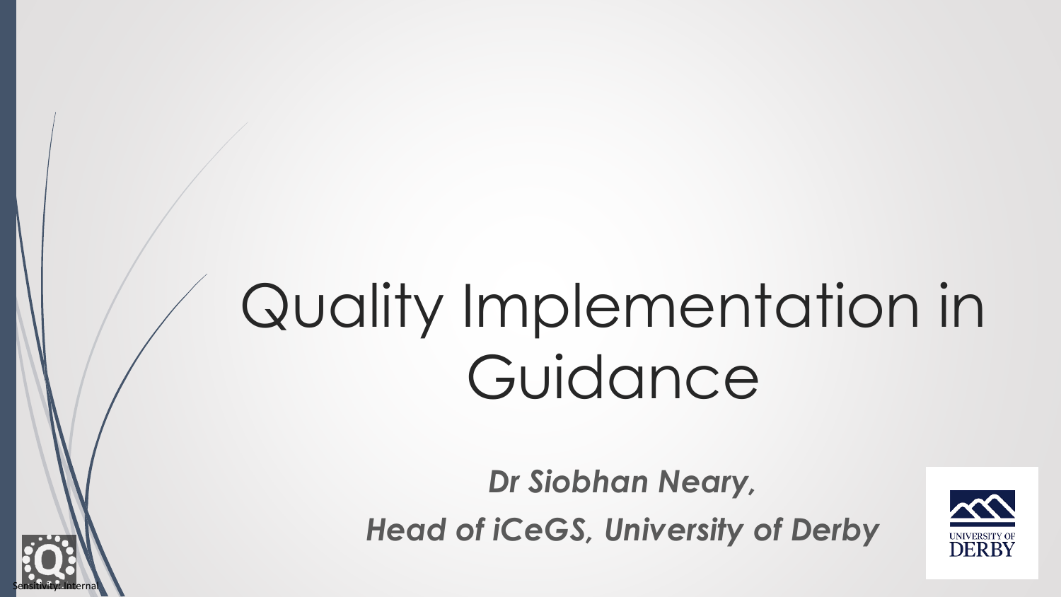# Quality Implementation in Guidance

***Dr Siobhan Neary,***

***Head of iCeGS, University of Derby***

Sensitivity: Internal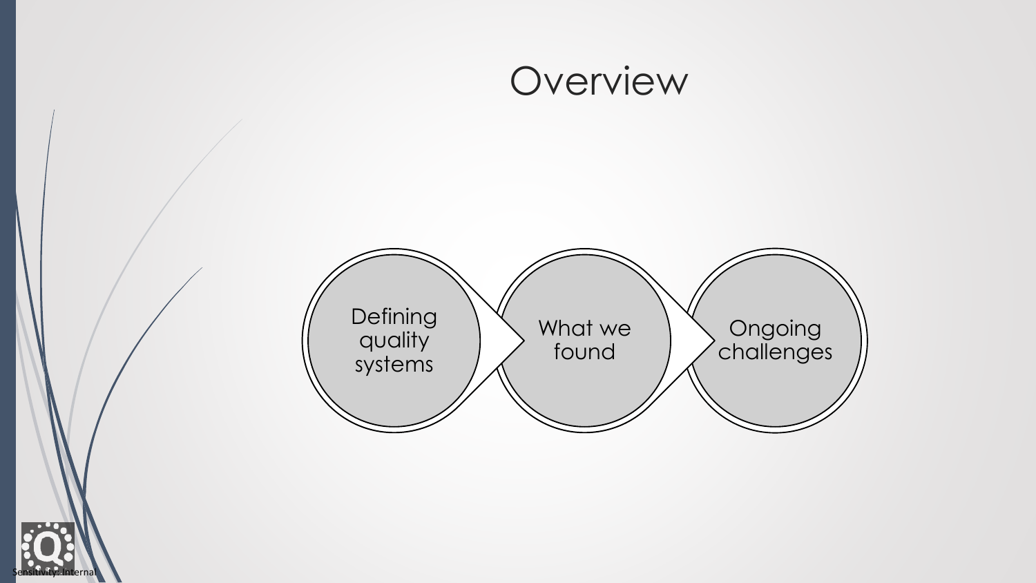# Overview

1. Defining quality systems
2. What we found
3. Ongoing challenges

Sensitivity: Internal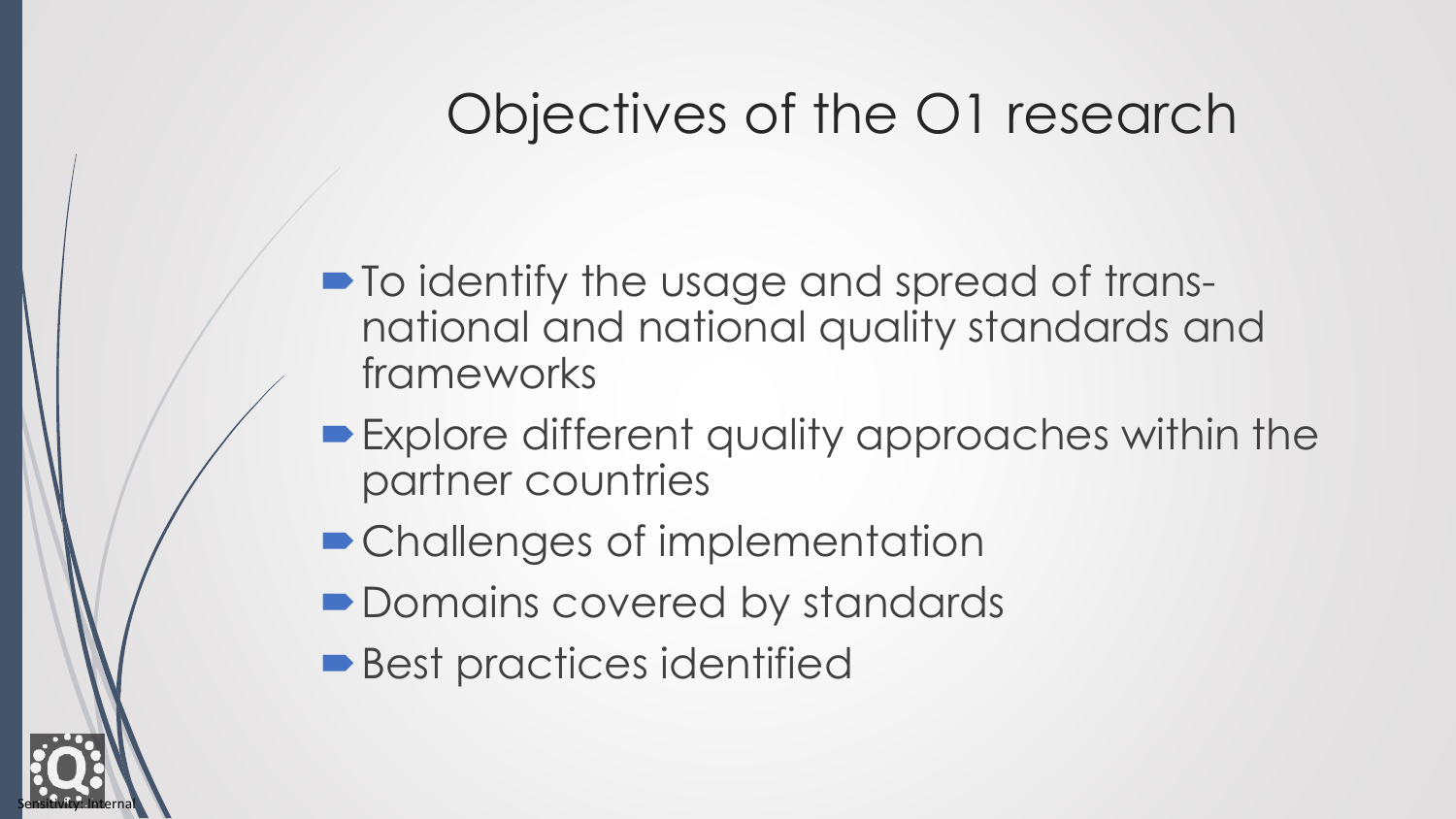# Objectives of the O1 research

- To identify the usage and spread of trans-national and national quality standards and frameworks
- Explore different quality approaches within the partner countries
- Challenges of implementation
- Domains covered by standards
- Best practices identified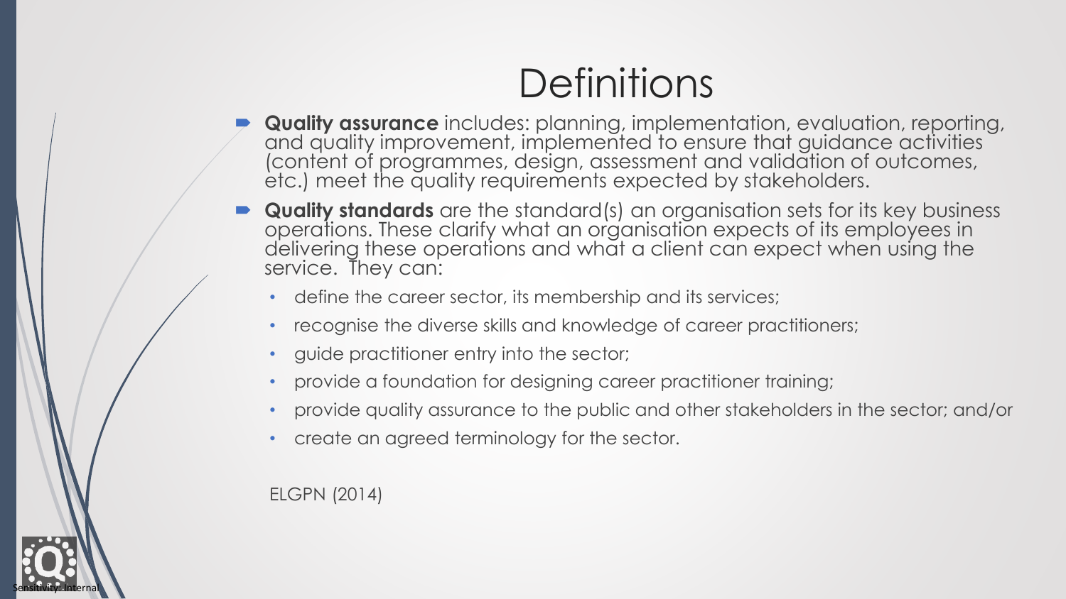# Definitions

- **Quality assurance** includes: planning, implementation, evaluation, reporting, and quality improvement, implemented to ensure that guidance activities (content of programmes, design, assessment and validation of outcomes, etc.) meet the quality requirements expected by stakeholders.
- **Quality standards** are the standard(s) an organisation sets for its key business operations. These clarify what an organisation expects of its employees in delivering these operations and what a client can expect when using the service. They can:
  - define the career sector, its membership and its services;
  - recognise the diverse skills and knowledge of career practitioners;
  - guide practitioner entry into the sector;
  - provide a foundation for designing career practitioner training;
  - provide quality assurance to the public and other stakeholders in the sector; and/or
  - create an agreed terminology for the sector.

ELGPN (2014)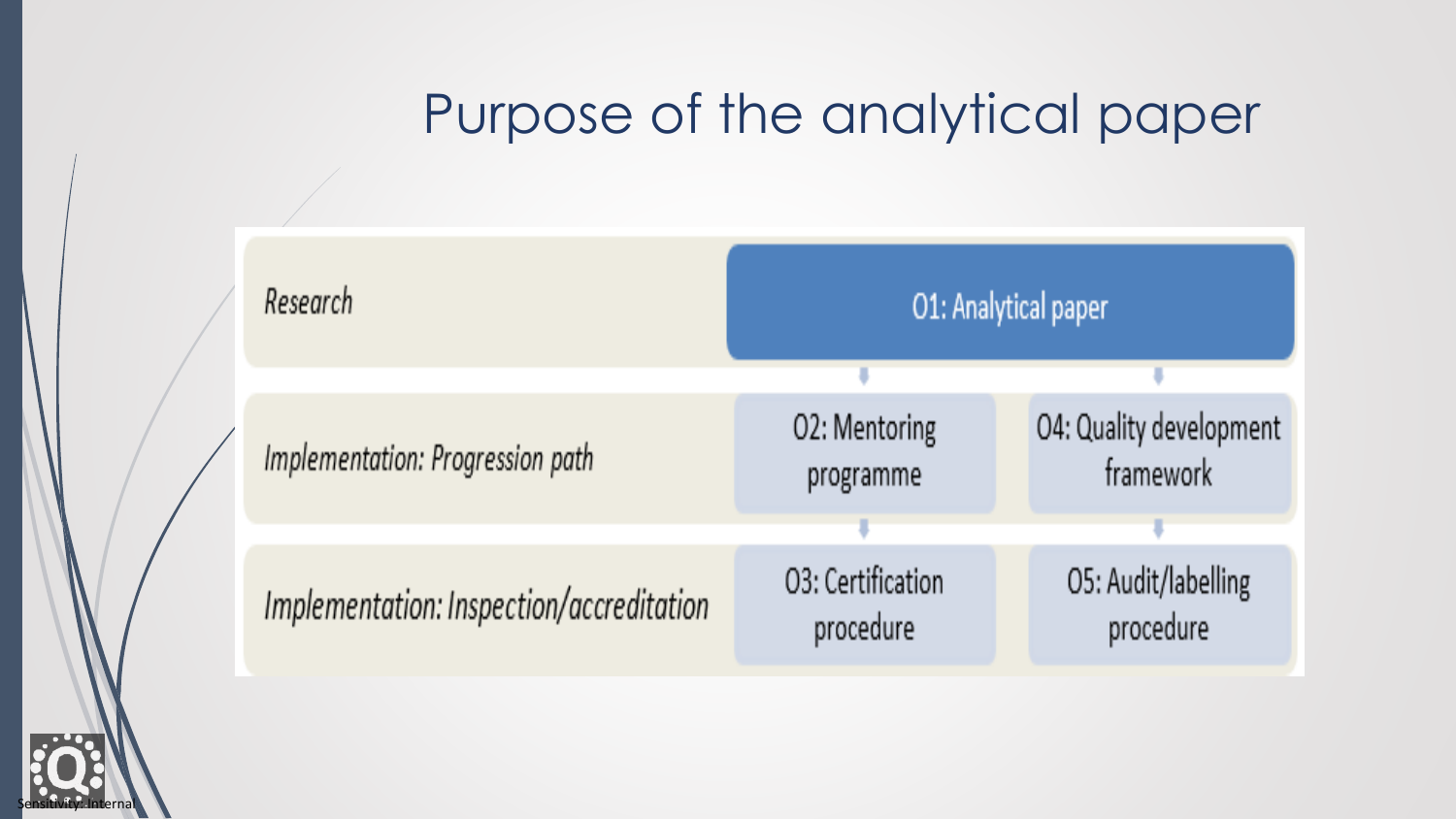# Purpose of the analytical paper

| | | |
|---|---|---|
| *Research* | O1: Analytical paper | |
| *Implementation: Progression path* | O2: Mentoring programme | O4: Quality development framework |
| *Implementation: Inspection/accreditation* | O3: Certification procedure | O5: Audit/labelling procedure |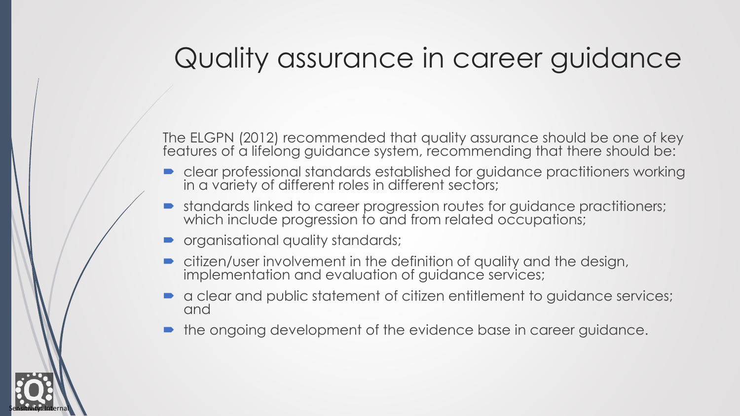# Quality assurance in career guidance

The ELGPN (2012) recommended that quality assurance should be one of key features of a lifelong guidance system, recommending that there should be:

- clear professional standards established for guidance practitioners working in a variety of different roles in different sectors;
- standards linked to career progression routes for guidance practitioners; which include progression to and from related occupations;
- organisational quality standards;
- citizen/user involvement in the definition of quality and the design, implementation and evaluation of guidance services;
- a clear and public statement of citizen entitlement to guidance services; and
- the ongoing development of the evidence base in career guidance.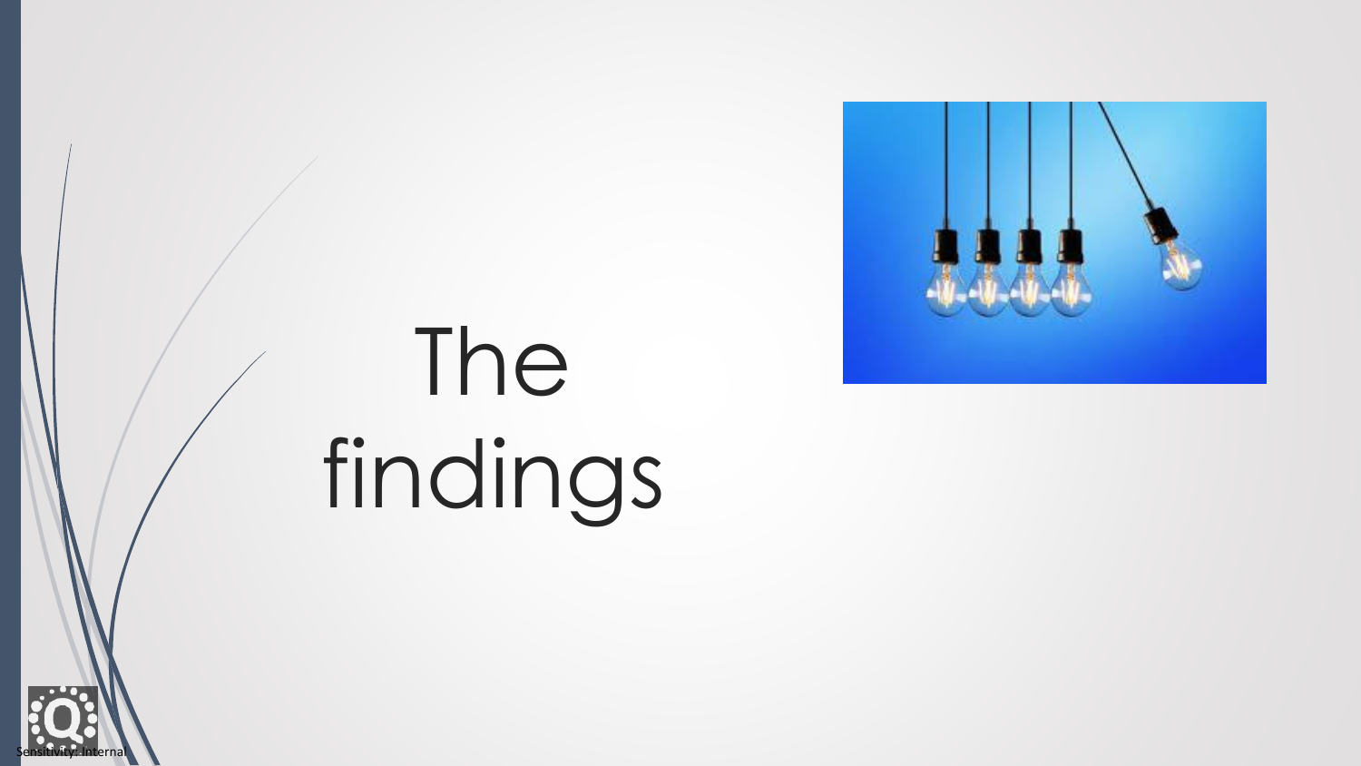# The findings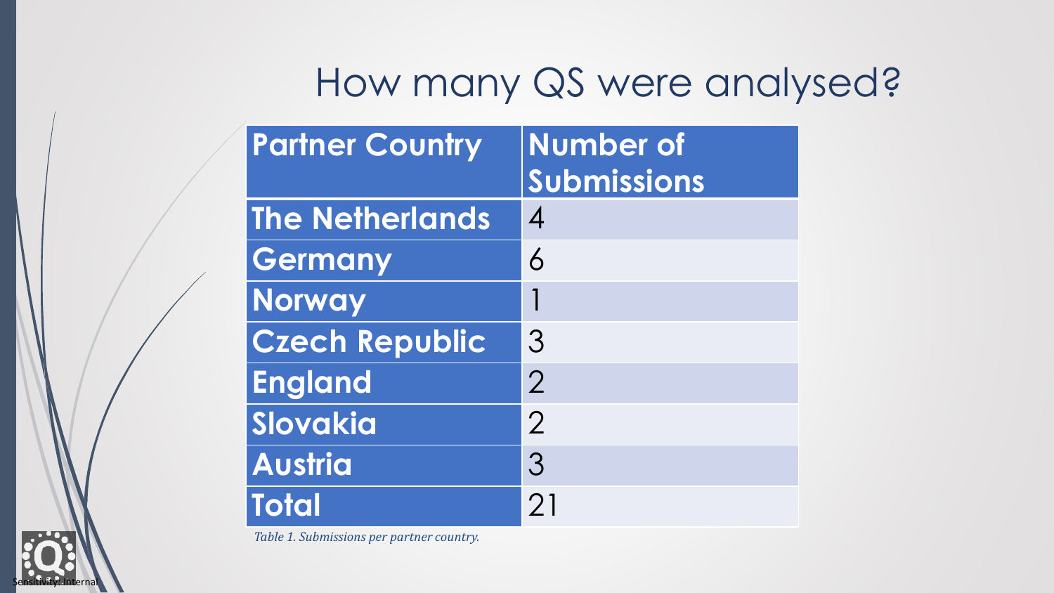# How many QS were analysed?

| Partner Country | Number of Submissions |
|---|---|
| The Netherlands | 4 |
| Germany | 6 |
| Norway | 1 |
| Czech Republic | 3 |
| England | 2 |
| Slovakia | 2 |
| Austria | 3 |
| Total | 21 |

*Table 1. Submissions per partner country.*

Sensitivity: Internal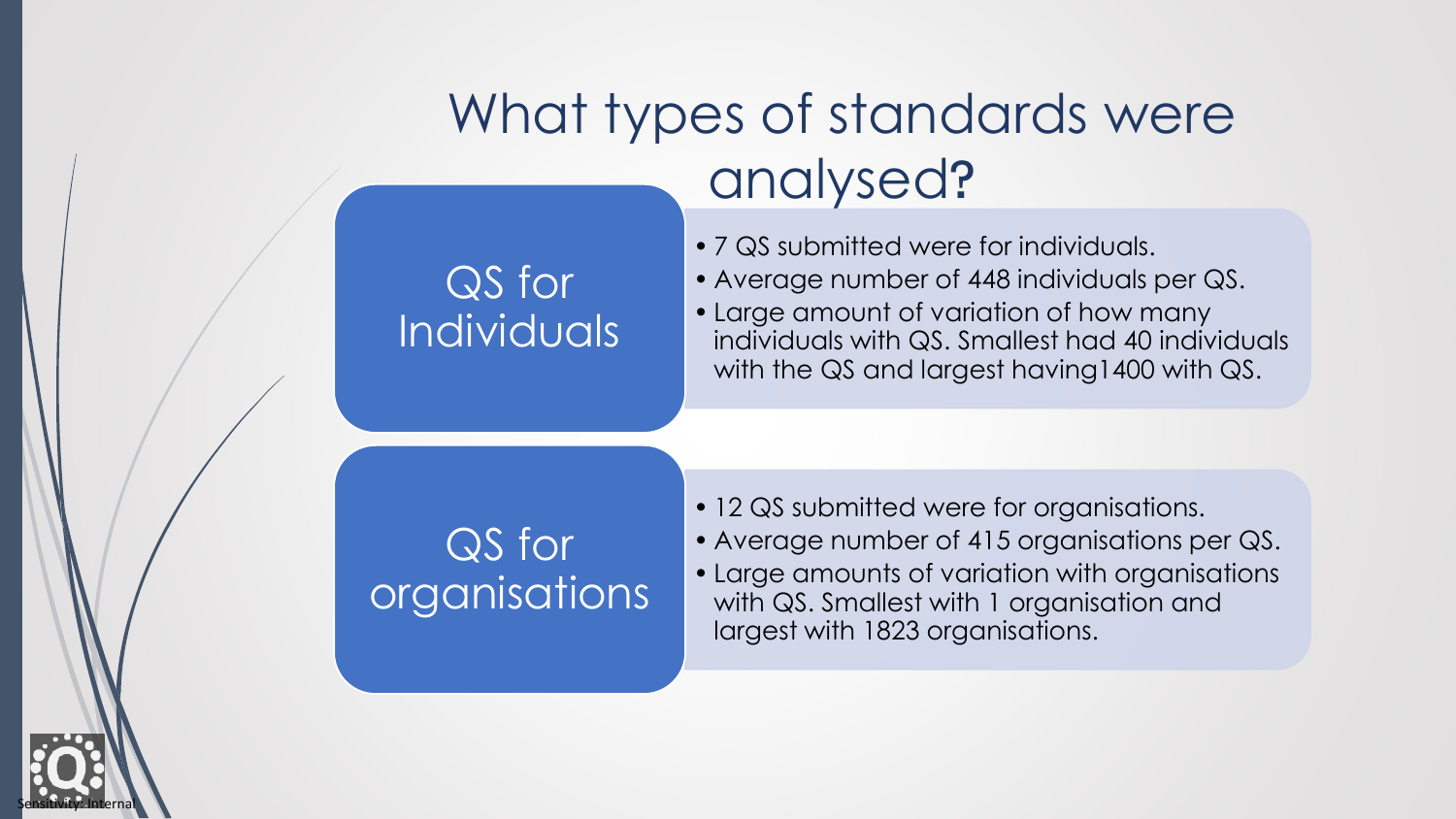# What types of standards were analysed?

## QS for Individuals

- 7 QS submitted were for individuals.
- Average number of 448 individuals per QS.
- Large amount of variation of how many individuals with QS. Smallest had 40 individuals with the QS and largest having1400 with QS.

## QS for organisations

- 12 QS submitted were for organisations.
- Average number of 415 organisations per QS.
- Large amounts of variation with organisations with QS. Smallest with 1 organisation and largest with 1823 organisations.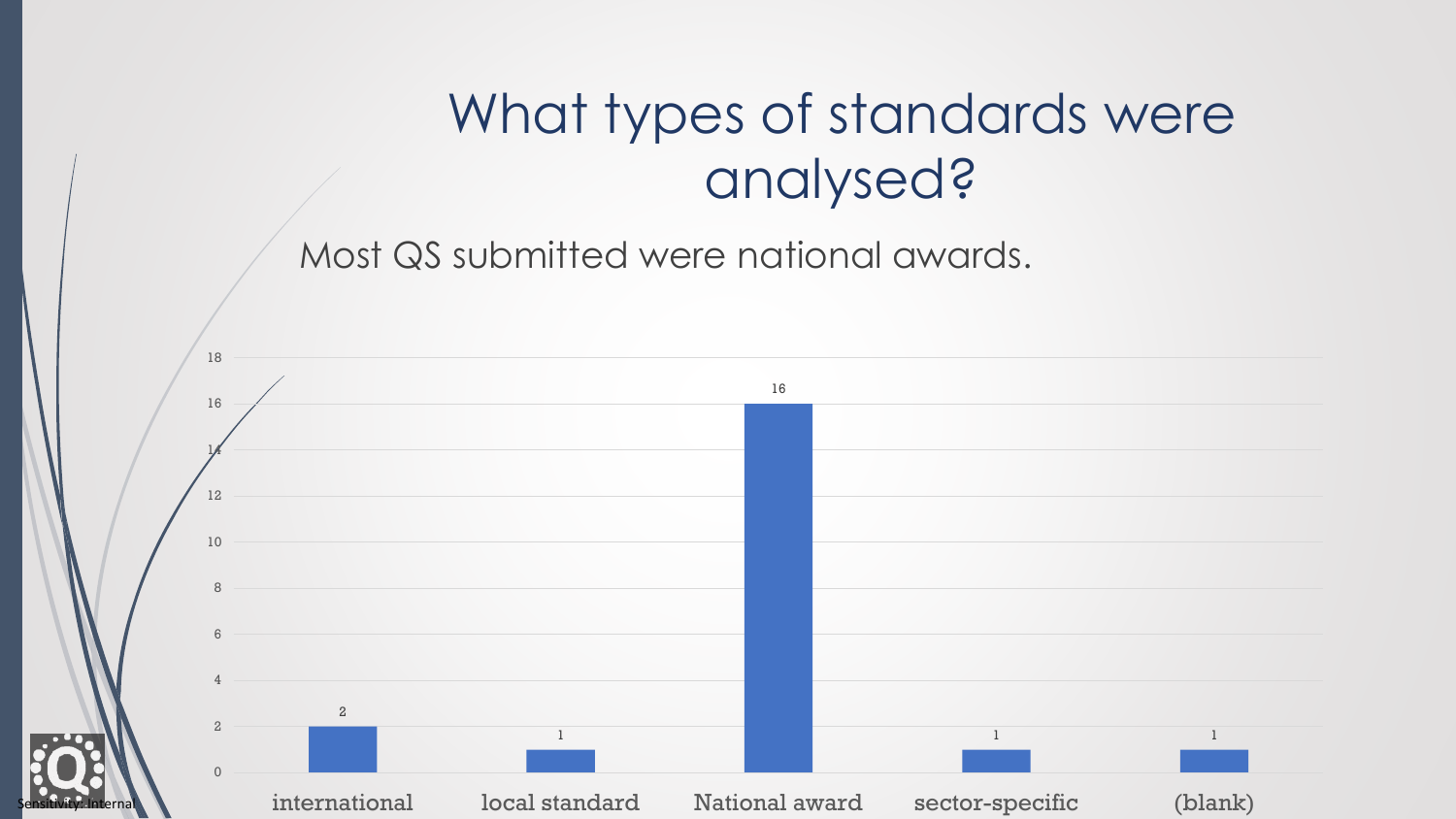# What types of standards were analysed?

Most QS submitted were national awards.

| Type | Count |
| --- | --- |
| international | 2 |
| local standard | 1 |
| National award | 16 |
| sector-specific | 1 |
| (blank) | 1 |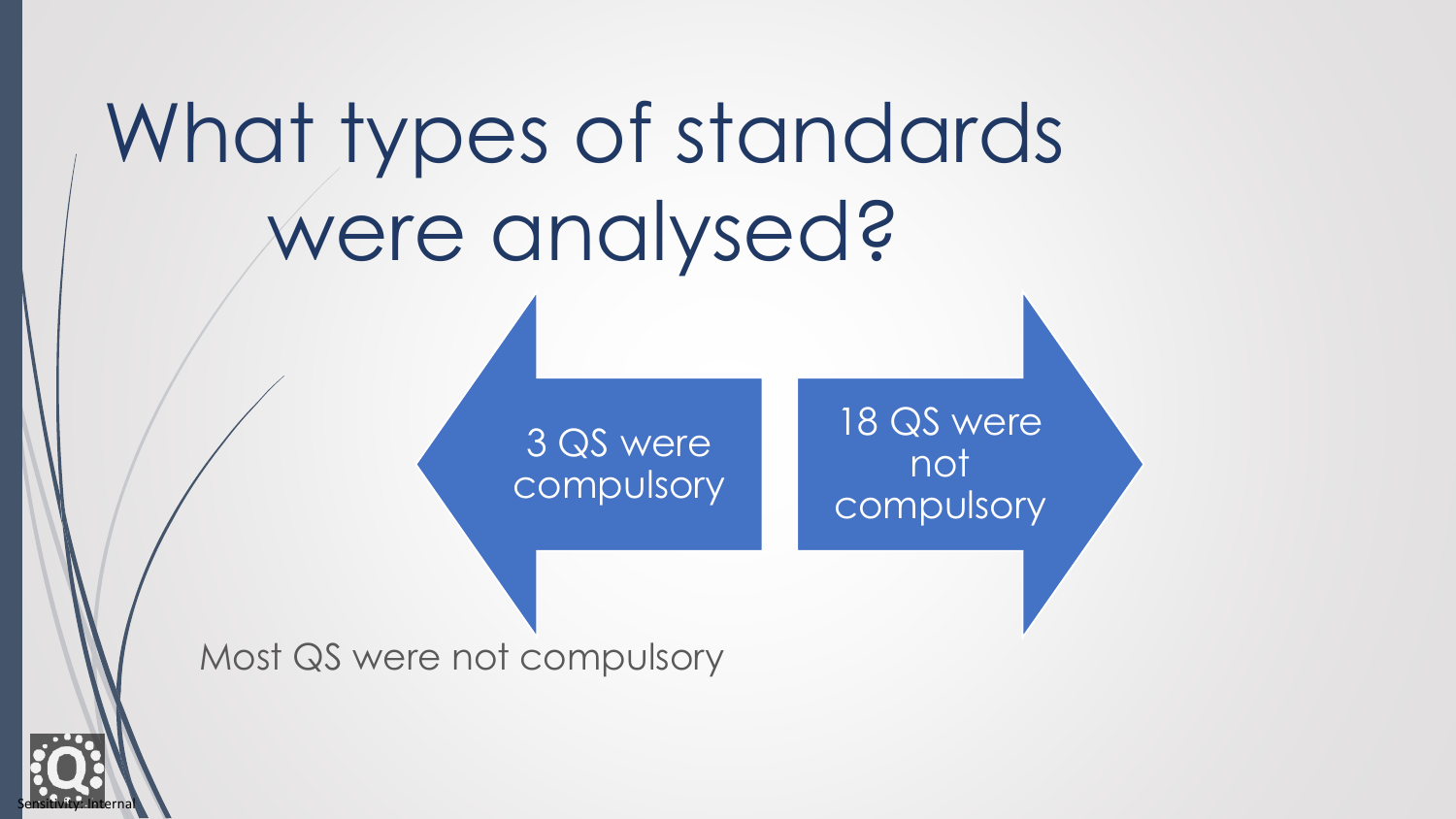# What types of standards were analysed?

3 QS were compulsory

18 QS were not compulsory

Most QS were not compulsory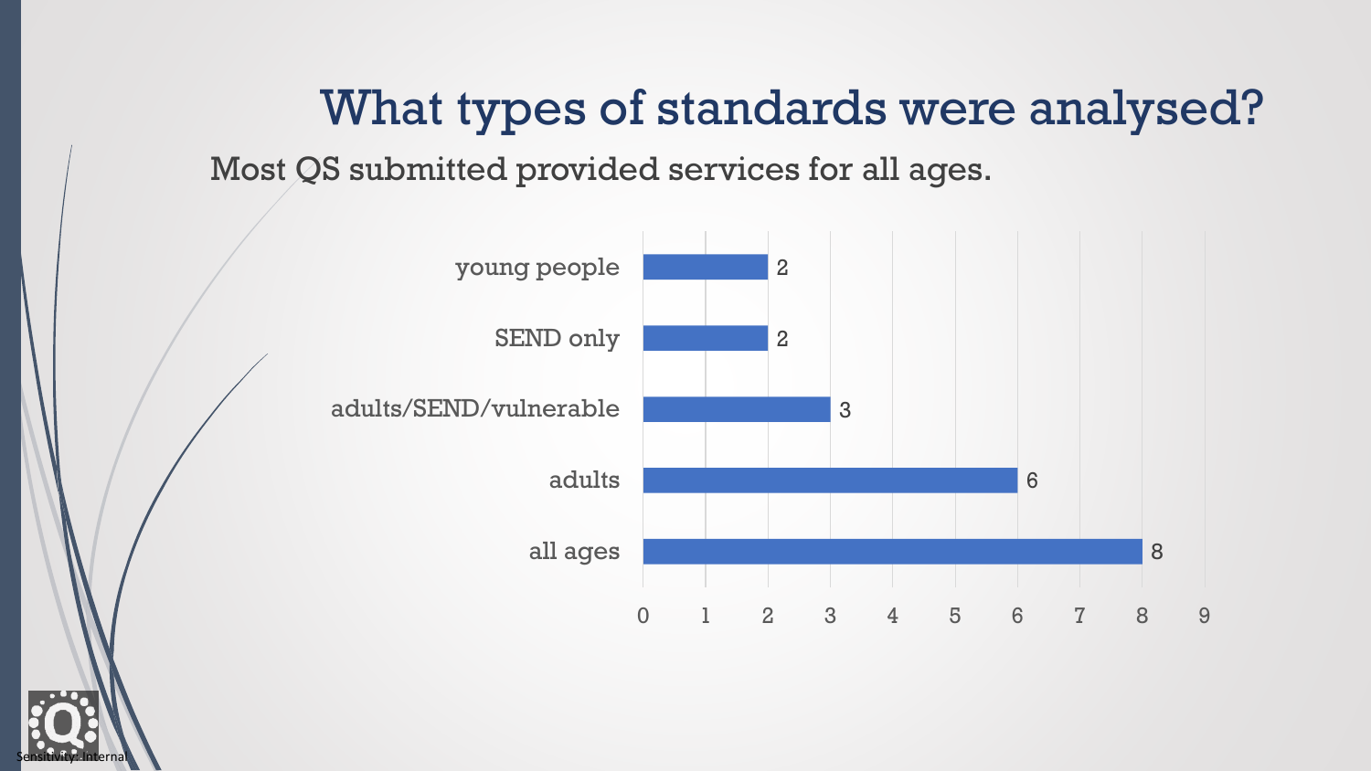# What types of standards were analysed?

Most QS submitted provided services for all ages.

| Type | Count |
| --- | --- |
| young people | 2 |
| SEND only | 2 |
| adults/SEND/vulnerable | 3 |
| adults | 6 |
| all ages | 8 |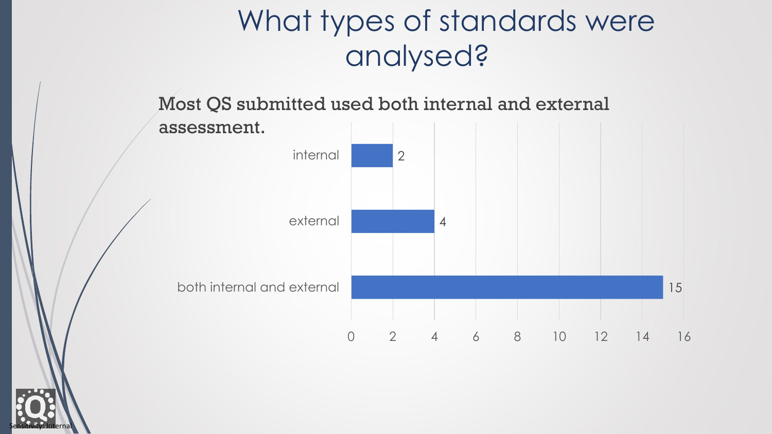# What types of standards were analysed?

**Most QS submitted used both internal and external assessment.**

| Type | Count |
|---|---|
| internal | 2 |
| external | 4 |
| both internal and external | 15 |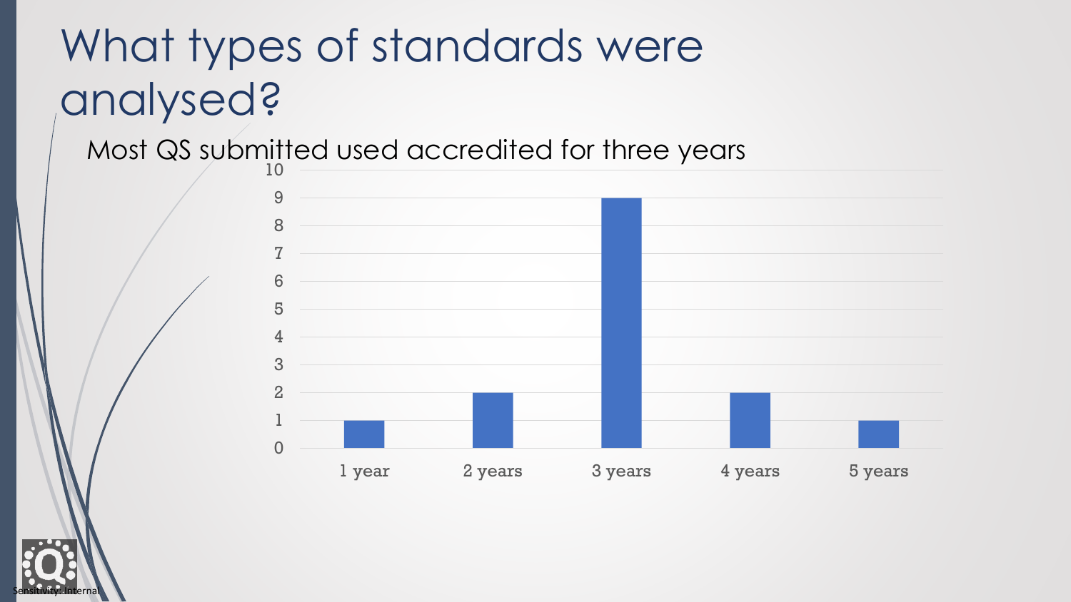# What types of standards were analysed?

Most QS submitted used accredited for three years

| | 1 year | 2 years | 3 years | 4 years | 5 years |
|---|---|---|---|---|---|
| Count | 1 | 2 | 9 | 2 | 1 |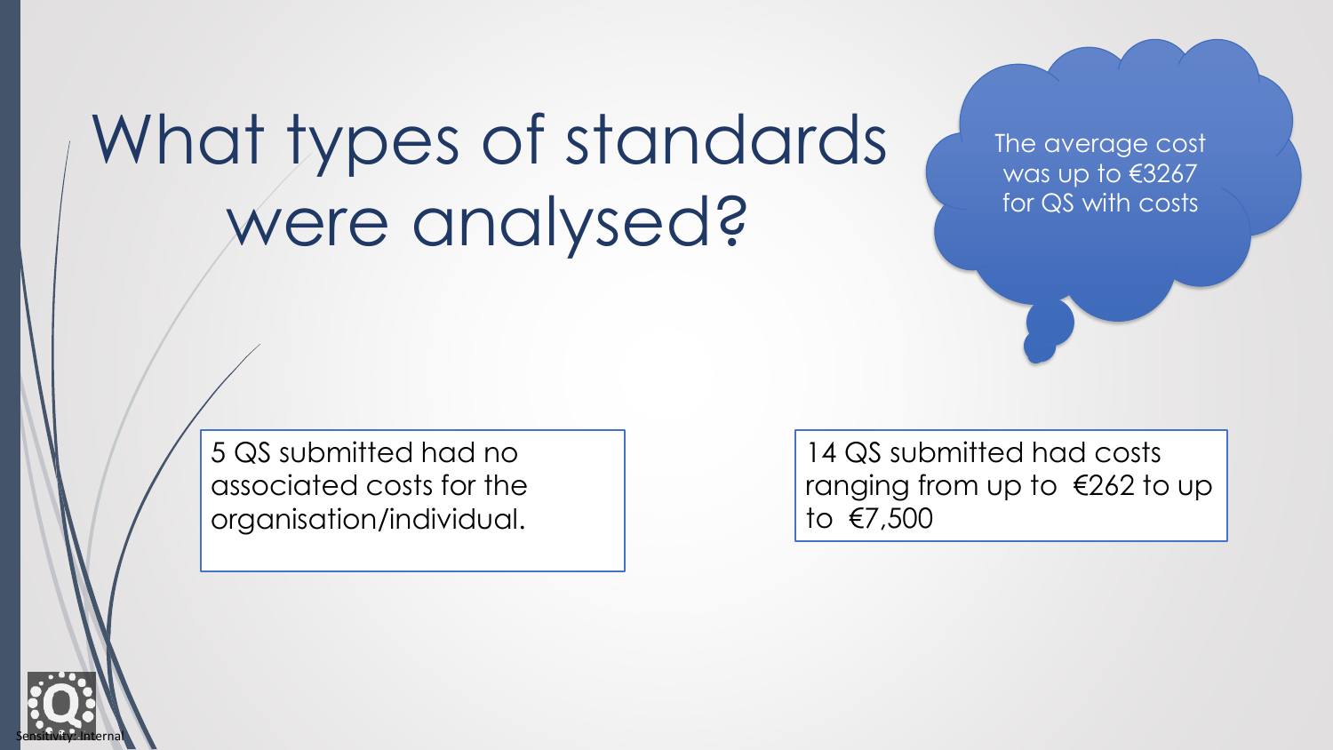# What types of standards were analysed?

The average cost was up to €3267 for QS with costs

5 QS submitted had no associated costs for the organisation/individual.

14 QS submitted had costs ranging from up to €262 to up to €7,500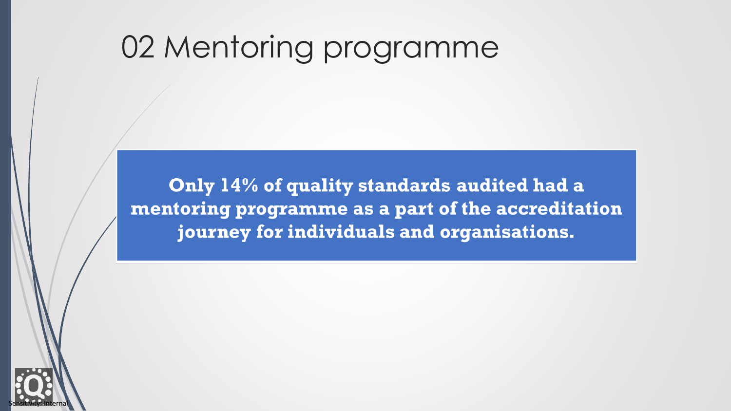# 02 Mentoring programme

**Only 14% of quality standards audited had a mentoring programme as a part of the accreditation journey for individuals and organisations.**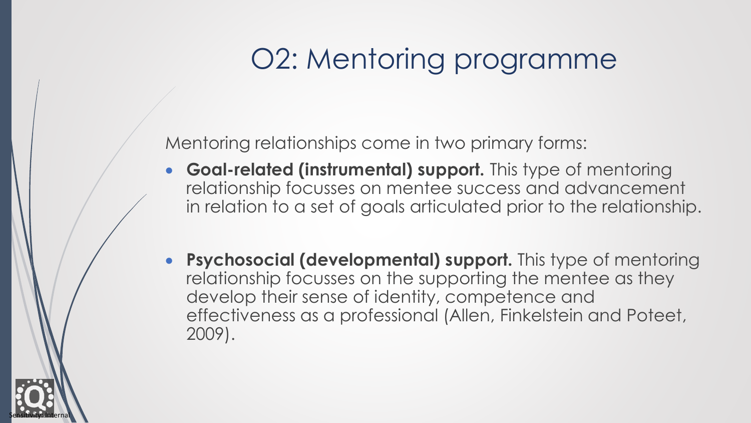# O2: Mentoring programme

Mentoring relationships come in two primary forms:

- **Goal-related (instrumental) support.** This type of mentoring relationship focusses on mentee success and advancement in relation to a set of goals articulated prior to the relationship.

- **Psychosocial (developmental) support.** This type of mentoring relationship focusses on the supporting the mentee as they develop their sense of identity, competence and effectiveness as a professional (Allen, Finkelstein and Poteet, 2009).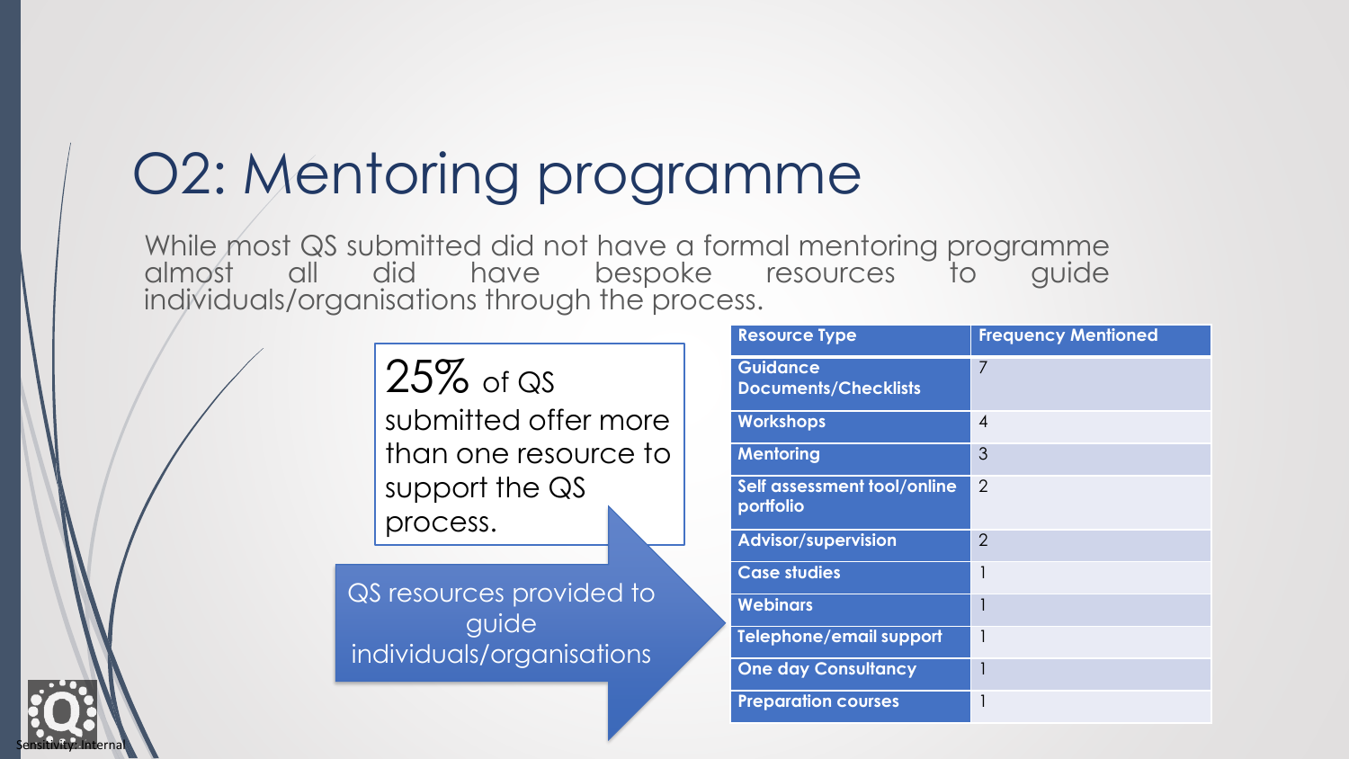# O2: Mentoring programme

While most QS submitted did not have a formal mentoring programme almost all did have bespoke resources to guide individuals/organisations through the process.

25% of QS submitted offer more than one resource to support the QS process.

QS resources provided to guide individuals/organisations

| Resource Type | Frequency Mentioned |
|---|---|
| Guidance Documents/Checklists | 7 |
| Workshops | 4 |
| Mentoring | 3 |
| Self assessment tool/online portfolio | 2 |
| Advisor/supervision | 2 |
| Case studies | 1 |
| Webinars | 1 |
| Telephone/email support | 1 |
| One day Consultancy | 1 |
| Preparation courses | 1 |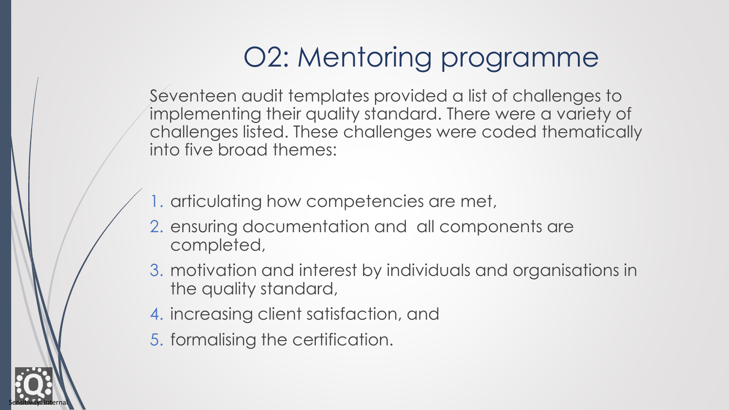# O2: Mentoring programme

Seventeen audit templates provided a list of challenges to implementing their quality standard. There were a variety of challenges listed. These challenges were coded thematically into five broad themes:

1. articulating how competencies are met,
2. ensuring documentation and all components are completed,
3. motivation and interest by individuals and organisations in the quality standard,
4. increasing client satisfaction, and
5. formalising the certification.

Sensitivity: Internal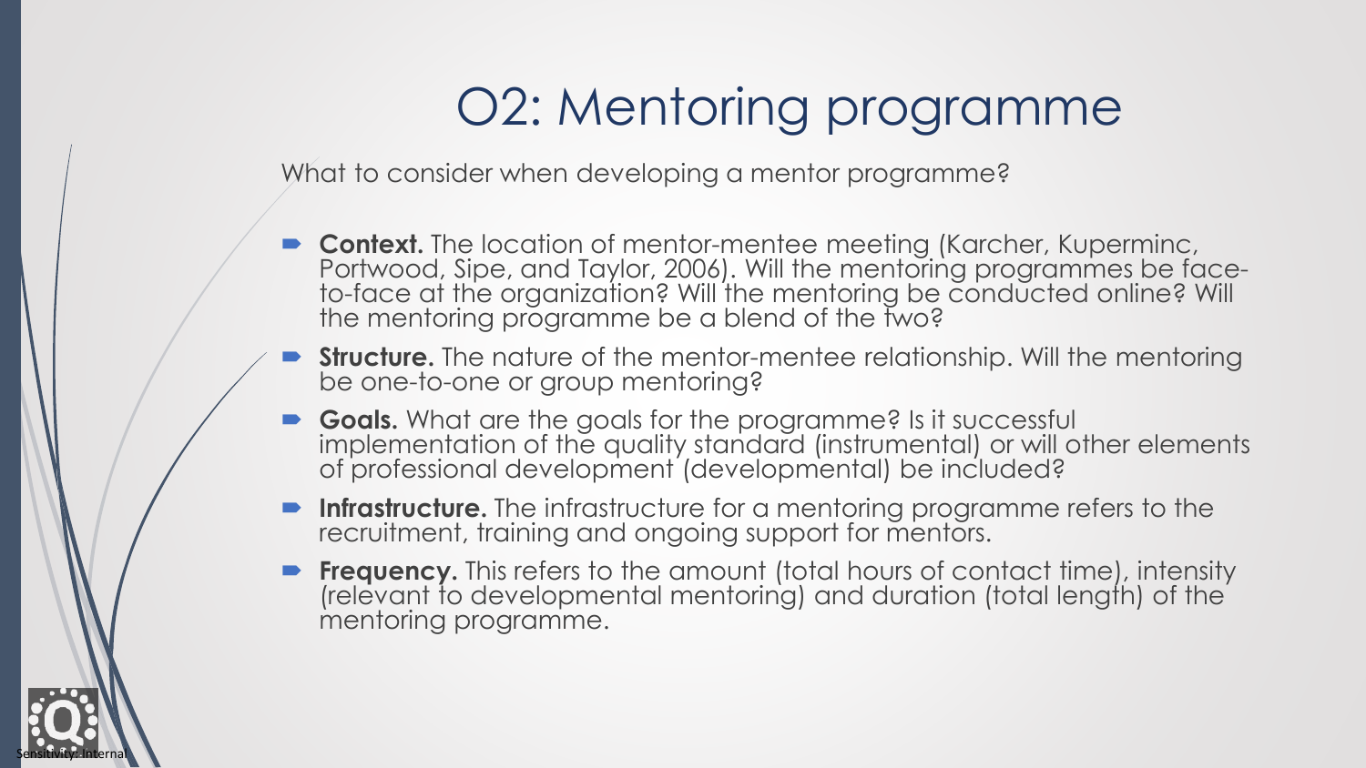# O2: Mentoring programme

What to consider when developing a mentor programme?

- **Context.** The location of mentor-mentee meeting (Karcher, Kuperminc, Portwood, Sipe, and Taylor, 2006). Will the mentoring programmes be face-to-face at the organization? Will the mentoring be conducted online? Will the mentoring programme be a blend of the two?
- **Structure.** The nature of the mentor-mentee relationship. Will the mentoring be one-to-one or group mentoring?
- **Goals.** What are the goals for the programme? Is it successful implementation of the quality standard (instrumental) or will other elements of professional development (developmental) be included?
- **Infrastructure.** The infrastructure for a mentoring programme refers to the recruitment, training and ongoing support for mentors.
- **Frequency.** This refers to the amount (total hours of contact time), intensity (relevant to developmental mentoring) and duration (total length) of the mentoring programme.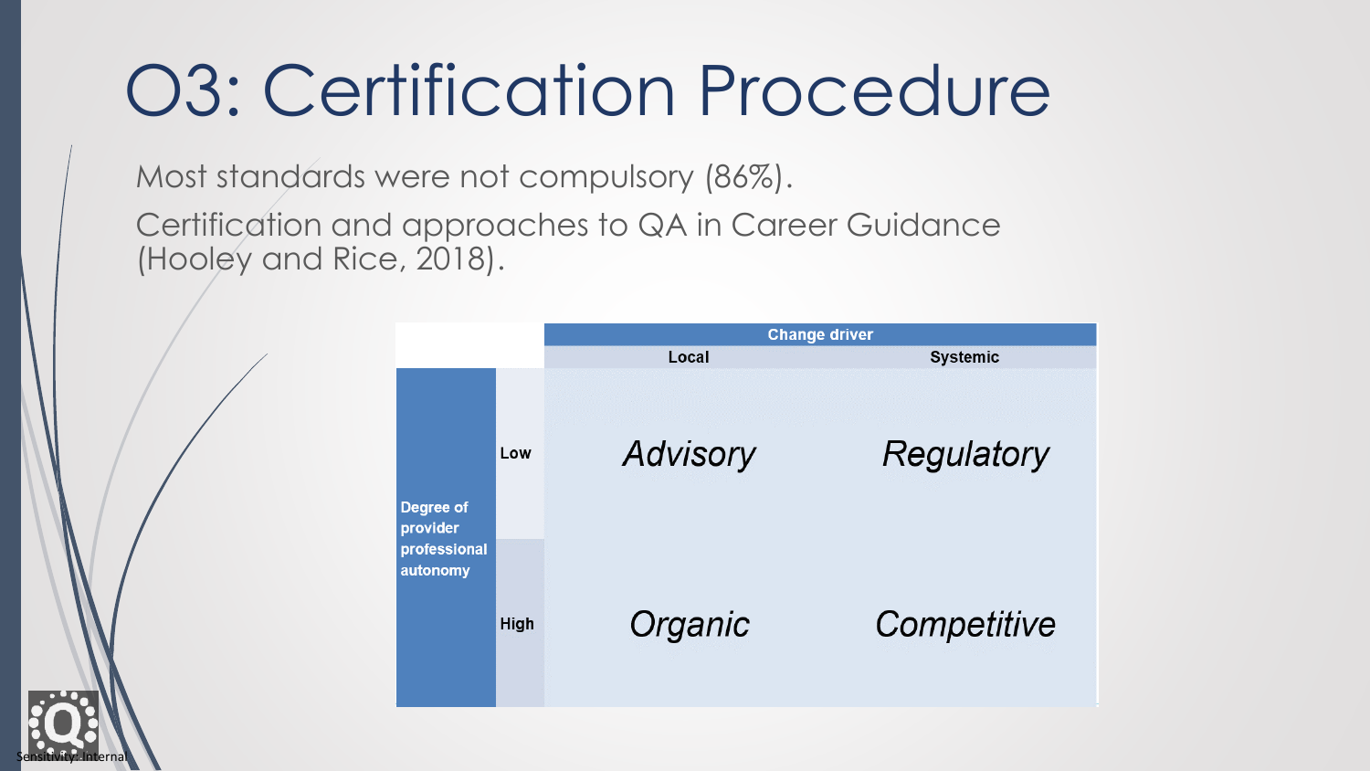# O3: Certification Procedure

Most standards were not compulsory (86%).

Certification and approaches to QA in Career Guidance (Hooley and Rice, 2018).

| | | Change driver | |
|---|---|---|---|
| | | Local | Systemic |
| Degree of provider professional autonomy | Low | *Advisory* | *Regulatory* |
| | High | *Organic* | *Competitive* |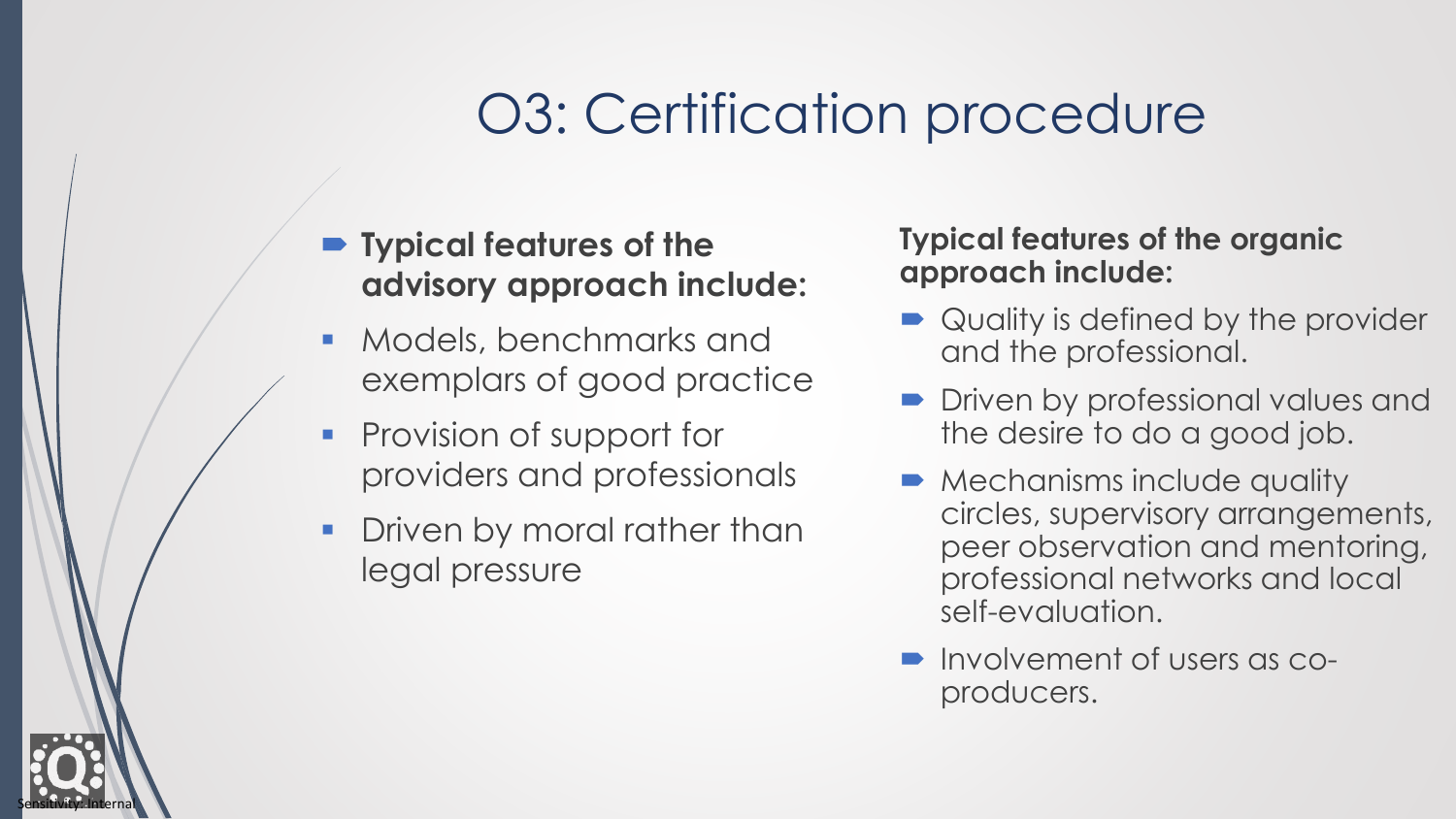# O3: Certification procedure

- **Typical features of the advisory approach include:**
  - Models, benchmarks and exemplars of good practice
  - Provision of support for providers and professionals
  - Driven by moral rather than legal pressure

**Typical features of the organic approach include:**

- Quality is defined by the provider and the professional.
- Driven by professional values and the desire to do a good job.
- Mechanisms include quality circles, supervisory arrangements, peer observation and mentoring, professional networks and local self-evaluation.
- Involvement of users as co-producers.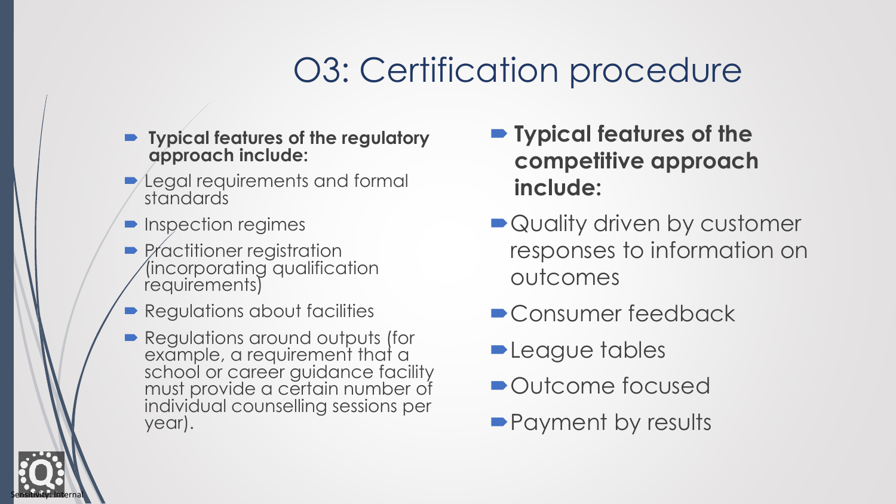# O3: Certification procedure

- **Typical features of the regulatory approach include:**
- Legal requirements and formal standards
- Inspection regimes
- Practitioner registration (incorporating qualification requirements)
- Regulations about facilities
- Regulations around outputs (for example, a requirement that a school or career guidance facility must provide a certain number of individual counselling sessions per year).

- **Typical features of the competitive approach include:**
- Quality driven by customer responses to information on outcomes
- Consumer feedback
- League tables
- Outcome focused
- Payment by results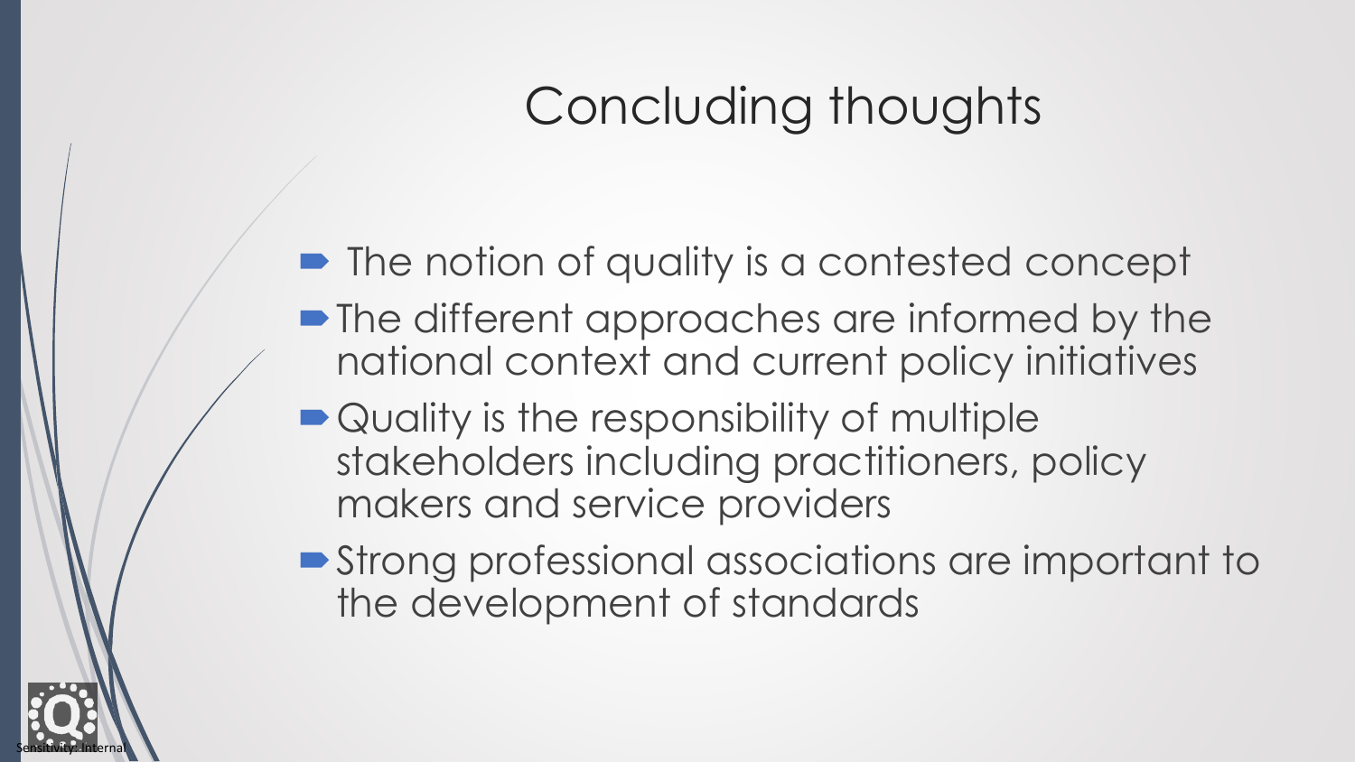# Concluding thoughts

- The notion of quality is a contested concept
- The different approaches are informed by the national context and current policy initiatives
- Quality is the responsibility of multiple stakeholders including practitioners, policy makers and service providers
- Strong professional associations are important to the development of standards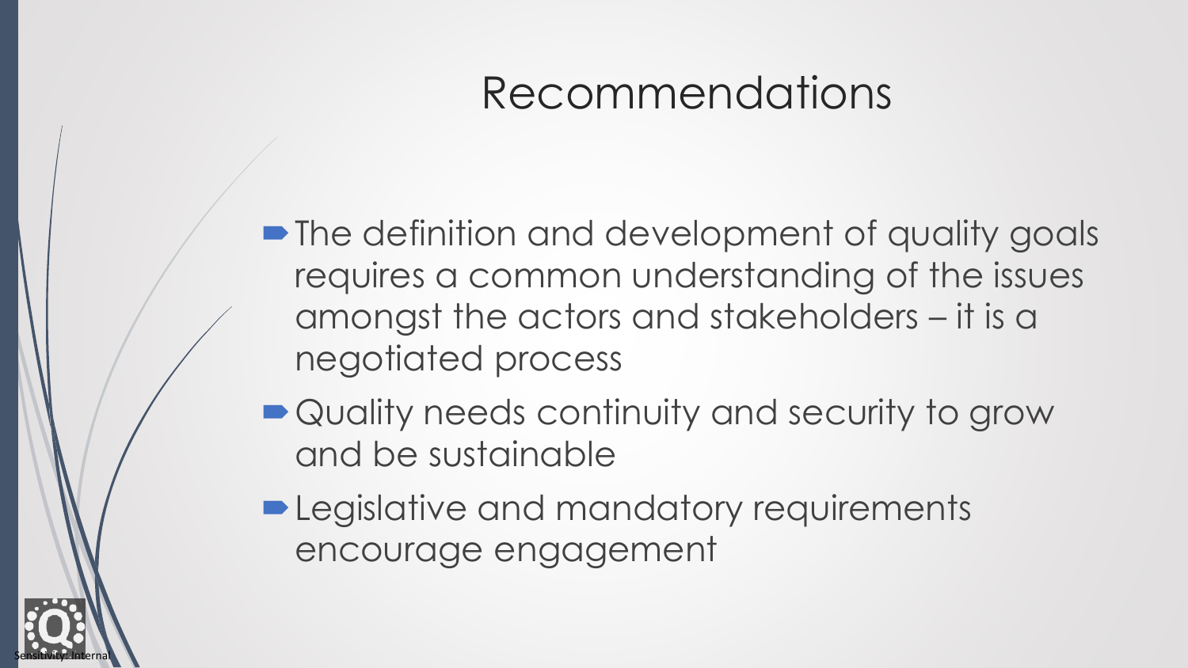# Recommendations

- The definition and development of quality goals requires a common understanding of the issues amongst the actors and stakeholders – it is a negotiated process
- Quality needs continuity and security to grow and be sustainable
- Legislative and mandatory requirements encourage engagement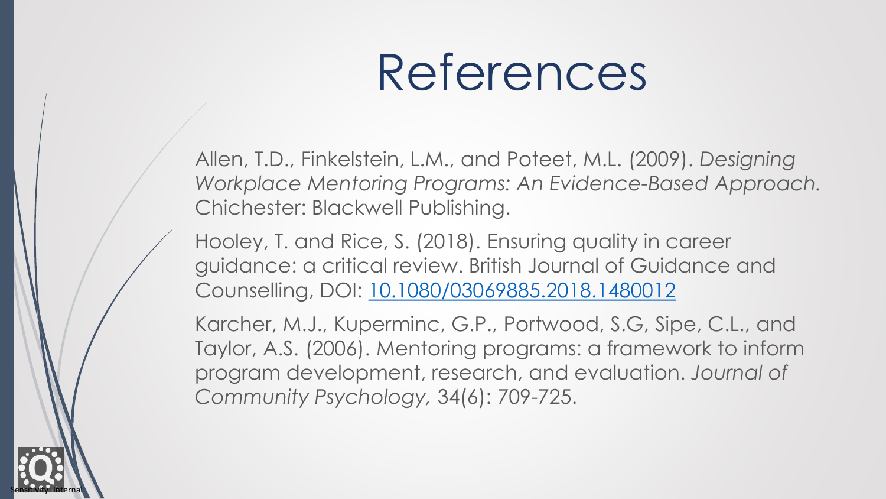# References

Allen, T.D., Finkelstein, L.M., and Poteet, M.L. (2009). *Designing Workplace Mentoring Programs: An Evidence-Based Approach.* Chichester: Blackwell Publishing.

Hooley, T. and Rice, S. (2018). Ensuring quality in career guidance: a critical review. British Journal of Guidance and Counselling, DOI: [10.1080/03069885.2018.1480012](https://doi.org/10.1080/03069885.2018.1480012)

Karcher, M.J., Kuperminc, G.P., Portwood, S.G, Sipe, C.L., and Taylor, A.S. (2006). Mentoring programs: a framework to inform program development, research, and evaluation. *Journal of Community Psychology,* 34(6): 709-725.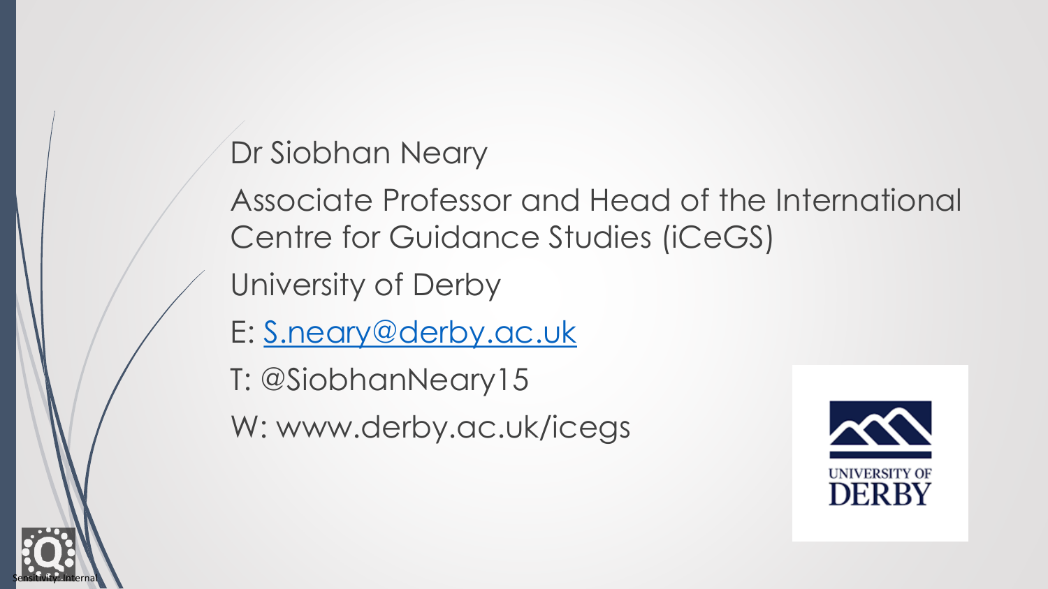Dr Siobhan Neary

Associate Professor and Head of the International Centre for Guidance Studies (iCeGS)

University of Derby

E: S.neary@derby.ac.uk

T: @SiobhanNeary15

W: www.derby.ac.uk/icegs

UNIVERSITY OF DERBY

Sensitivity: Internal